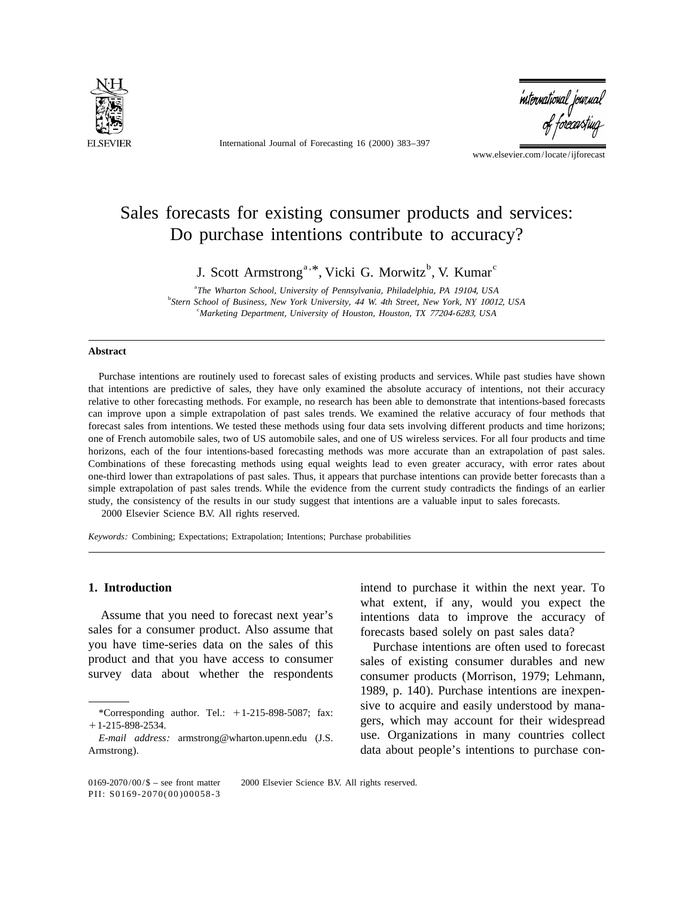# Sales forecasts for existing consumer products and services: Do purchase intentions contribute to accuracy?

J. Scott Armstrong[a,*], Vicki G. Morwitz[b], V. Kumar[c]

[a] *The Wharton School, University of Pennsylvania, Philadelphia, PA 19104, USA*
[b] *Stern School of Business, New York University, 44 W. 4th Street, New York, NY 10012, USA*
[c] *Marketing Department, University of Houston, Houston, TX 77204-6283, USA*

---

**Abstract**

Purchase intentions are routinely used to forecast sales of existing products and services. While past studies have shown that intentions are predictive of sales, they have only examined the absolute accuracy of intentions, not their accuracy relative to other forecasting methods. For example, no research has been able to demonstrate that intentions-based forecasts can improve upon a simple extrapolation of past sales trends. We examined the relative accuracy of four methods that forecast sales from intentions. We tested these methods using four data sets involving different products and time horizons; one of French automobile sales, two of US automobile sales, and one of US wireless services. For all four products and time horizons, each of the four intentions-based forecasting methods was more accurate than an extrapolation of past sales. Combinations of these forecasting methods using equal weights lead to even greater accuracy, with error rates about one-third lower than extrapolations of past sales. Thus, it appears that purchase intentions can provide better forecasts than a simple extrapolation of past sales trends. While the evidence from the current study contradicts the findings of an earlier study, the consistency of the results in our study suggest that intentions are a valuable input to sales forecasts.
© 2000 Elsevier Science B.V. All rights reserved.

*Keywords:* Combining; Expectations; Extrapolation; Intentions; Purchase probabilities

---

## 1. Introduction

Assume that you need to forecast next year's sales for a consumer product. Also assume that you have time-series data on the sales of this product and that you have access to consumer survey data about whether the respondents intend to purchase it within the next year. To what extent, if any, would you expect the intentions data to improve the accuracy of forecasts based solely on past sales data?

Purchase intentions are often used to forecast sales of existing consumer durables and new consumer products (Morrison, 1979; Lehmann, 1989, p. 140). Purchase intentions are inexpensive to acquire and easily understood by managers, which may account for their widespread use. Organizations in many countries collect data about people's intentions to purchase con-

---

*Corresponding author. Tel.: +1-215-898-5087; fax: +1-215-898-2534.
*E-mail address:* armstrong@wharton.upenn.edu (J.S. Armstrong).

0169-2070/00/$ – see front matter © 2000 Elsevier Science B.V. All rights reserved.
PII: S0169-2070(00)00058-3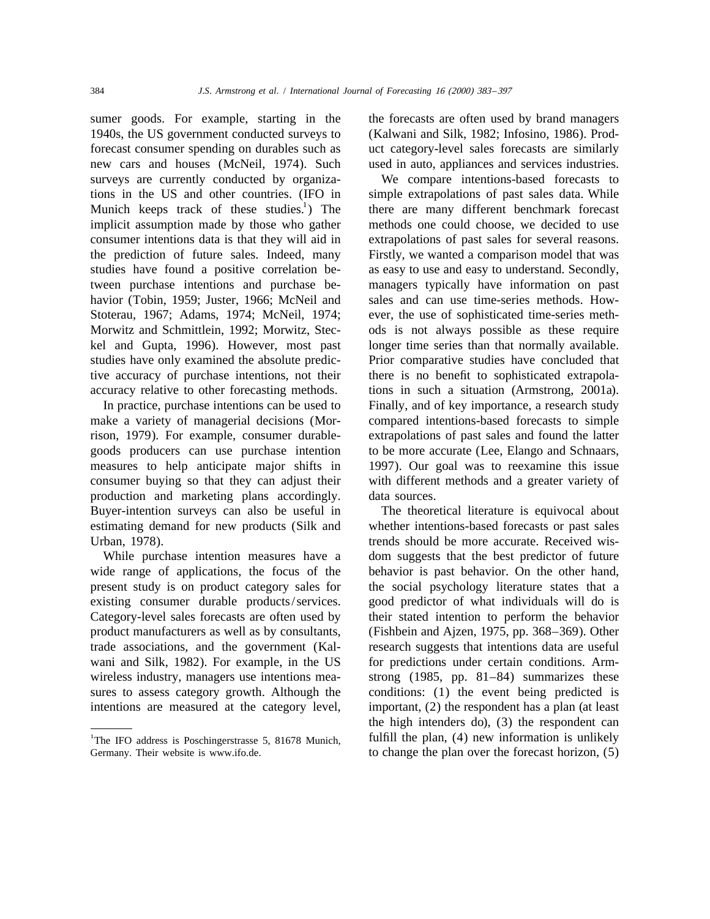sumer goods. For example, starting in the 1940s, the US government conducted surveys to forecast consumer spending on durables such as new cars and houses (McNeil, 1974). Such surveys are currently conducted by organizations in the US and other countries. (IFO in Munich keeps track of these studies.[1]) The implicit assumption made by those who gather consumer intentions data is that they will aid in the prediction of future sales. Indeed, many studies have found a positive correlation between purchase intentions and purchase behavior (Tobin, 1959; Juster, 1966; McNeil and Stoterau, 1967; Adams, 1974; McNeil, 1974; Morwitz and Schmittlein, 1992; Morwitz, Steckel and Gupta, 1996). However, most past studies have only examined the absolute predictive accuracy of purchase intentions, not their accuracy relative to other forecasting methods.

In practice, purchase intentions can be used to make a variety of managerial decisions (Morrison, 1979). For example, consumer durable-goods producers can use purchase intention measures to help anticipate major shifts in consumer buying so that they can adjust their production and marketing plans accordingly. Buyer-intention surveys can also be useful in estimating demand for new products (Silk and Urban, 1978).

While purchase intention measures have a wide range of applications, the focus of the present study is on product category sales for existing consumer durable products/services. Category-level sales forecasts are often used by product manufacturers as well as by consultants, trade associations, and the government (Kalwani and Silk, 1982). For example, in the US wireless industry, managers use intentions measures to assess category growth. Although the intentions are measured at the category level, the forecasts are often used by brand managers (Kalwani and Silk, 1982; Infosino, 1986). Product category-level sales forecasts are similarly used in auto, appliances and services industries.

We compare intentions-based forecasts to simple extrapolations of past sales data. While there are many different benchmark forecast methods one could choose, we decided to use extrapolations of past sales for several reasons. Firstly, we wanted a comparison model that was as easy to use and easy to understand. Secondly, managers typically have information on past sales and can use time-series methods. However, the use of sophisticated time-series methods is not always possible as these require longer time series than that normally available. Prior comparative studies have concluded that there is no benefit to sophisticated extrapolations in such a situation (Armstrong, 2001a). Finally, and of key importance, a research study compared intentions-based forecasts to simple extrapolations of past sales and found the latter to be more accurate (Lee, Elango and Schnaars, 1997). Our goal was to reexamine this issue with different methods and a greater variety of data sources.

The theoretical literature is equivocal about whether intentions-based forecasts or past sales trends should be more accurate. Received wisdom suggests that the best predictor of future behavior is past behavior. On the other hand, the social psychology literature states that a good predictor of what individuals will do is their stated intention to perform the behavior (Fishbein and Ajzen, 1975, pp. 368–369). Other research suggests that intentions data are useful for predictions under certain conditions. Armstrong (1985, pp. 81–84) summarizes these conditions: (1) the event being predicted is important, (2) the respondent has a plan (at least the high intenders do), (3) the respondent can fulfill the plan, (4) new information is unlikely to change the plan over the forecast horizon, (5)

[1] The IFO address is Poschingerstrasse 5, 81678 Munich, Germany. Their website is www.ifo.de.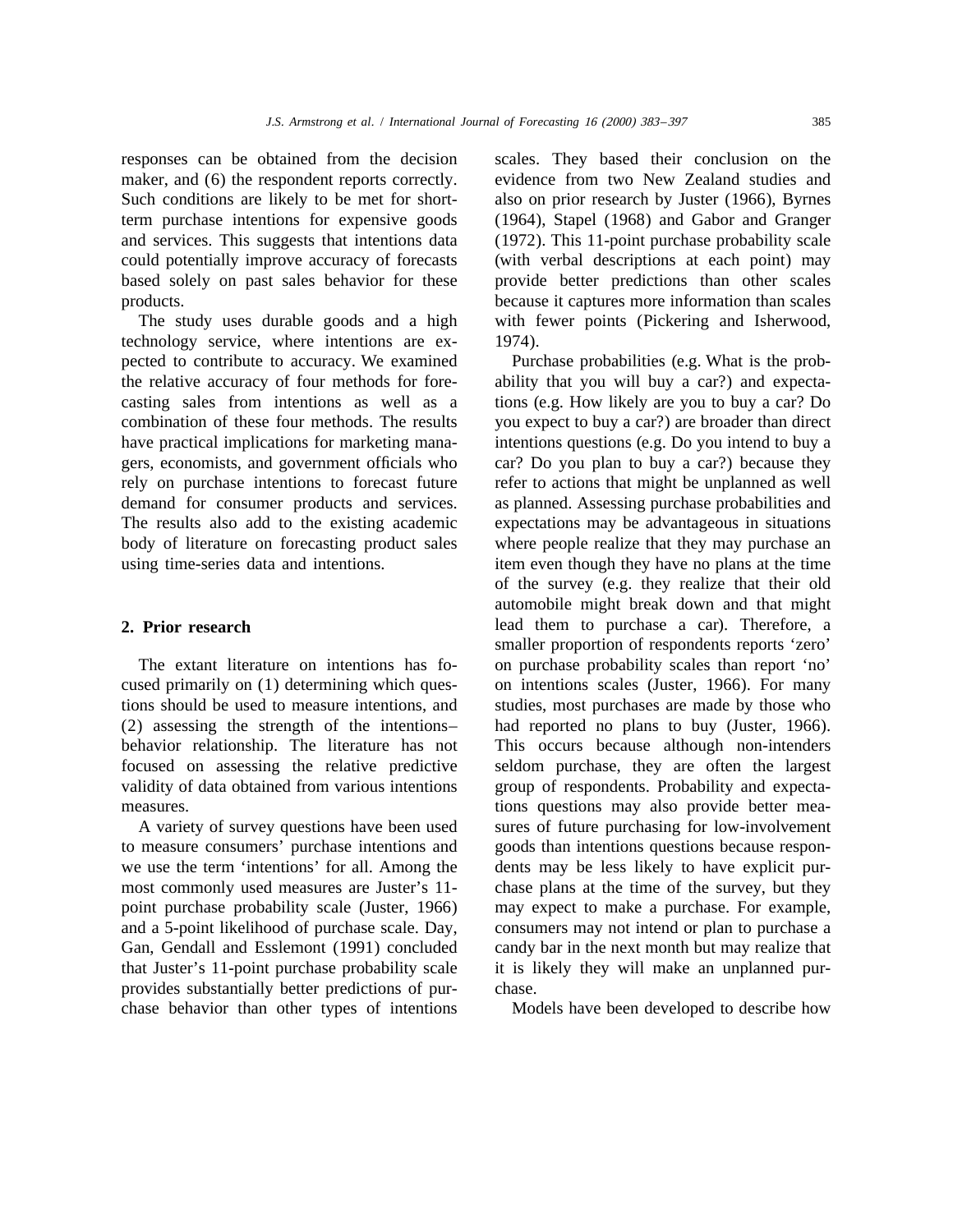responses can be obtained from the decision maker, and (6) the respondent reports correctly. Such conditions are likely to be met for short-term purchase intentions for expensive goods and services. This suggests that intentions data could potentially improve accuracy of forecasts based solely on past sales behavior for these products.

The study uses durable goods and a high technology service, where intentions are expected to contribute to accuracy. We examined the relative accuracy of four methods for forecasting sales from intentions as well as a combination of these four methods. The results have practical implications for marketing managers, economists, and government officials who rely on purchase intentions to forecast future demand for consumer products and services. The results also add to the existing academic body of literature on forecasting product sales using time-series data and intentions.

## 2. Prior research

The extant literature on intentions has focused primarily on (1) determining which questions should be used to measure intentions, and (2) assessing the strength of the intentions–behavior relationship. The literature has not focused on assessing the relative predictive validity of data obtained from various intentions measures.

A variety of survey questions have been used to measure consumers' purchase intentions and we use the term 'intentions' for all. Among the most commonly used measures are Juster's 11-point purchase probability scale (Juster, 1966) and a 5-point likelihood of purchase scale. Day, Gan, Gendall and Esslemont (1991) concluded that Juster's 11-point purchase probability scale provides substantially better predictions of purchase behavior than other types of intentions scales. They based their conclusion on the evidence from two New Zealand studies and also on prior research by Juster (1966), Byrnes (1964), Stapel (1968) and Gabor and Granger (1972). This 11-point purchase probability scale (with verbal descriptions at each point) may provide better predictions than other scales because it captures more information than scales with fewer points (Pickering and Isherwood, 1974).

Purchase probabilities (e.g. What is the probability that you will buy a car?) and expectations (e.g. How likely are you to buy a car? Do you expect to buy a car?) are broader than direct intentions questions (e.g. Do you intend to buy a car? Do you plan to buy a car?) because they refer to actions that might be unplanned as well as planned. Assessing purchase probabilities and expectations may be advantageous in situations where people realize that they may purchase an item even though they have no plans at the time of the survey (e.g. they realize that their old automobile might break down and that might lead them to purchase a car). Therefore, a smaller proportion of respondents reports 'zero' on purchase probability scales than report 'no' on intentions scales (Juster, 1966). For many studies, most purchases are made by those who had reported no plans to buy (Juster, 1966). This occurs because although non-intenders seldom purchase, they are often the largest group of respondents. Probability and expectations questions may also provide better measures of future purchasing for low-involvement goods than intentions questions because respondents may be less likely to have explicit purchase plans at the time of the survey, but they may expect to make a purchase. For example, consumers may not intend or plan to purchase a candy bar in the next month but may realize that it is likely they will make an unplanned purchase.

Models have been developed to describe how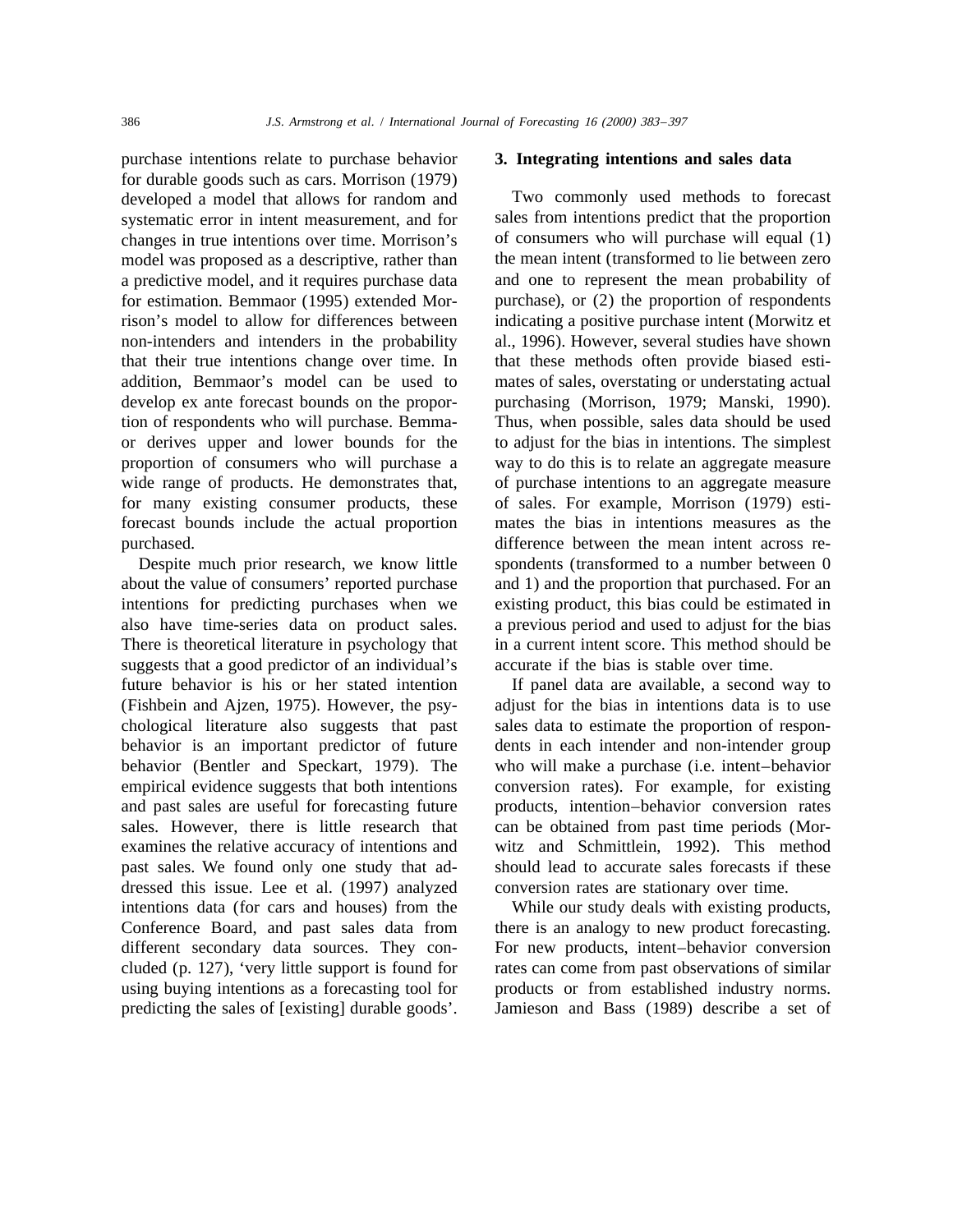purchase intentions relate to purchase behavior for durable goods such as cars. Morrison (1979) developed a model that allows for random and systematic error in intent measurement, and for changes in true intentions over time. Morrison's model was proposed as a descriptive, rather than a predictive model, and it requires purchase data for estimation. Bemmaor (1995) extended Morrison's model to allow for differences between non-intenders and intenders in the probability that their true intentions change over time. In addition, Bemmaor's model can be used to develop ex ante forecast bounds on the proportion of respondents who will purchase. Bemmaor derives upper and lower bounds for the proportion of consumers who will purchase a wide range of products. He demonstrates that, for many existing consumer products, these forecast bounds include the actual proportion purchased.

Despite much prior research, we know little about the value of consumers' reported purchase intentions for predicting purchases when we also have time-series data on product sales. There is theoretical literature in psychology that suggests that a good predictor of an individual's future behavior is his or her stated intention (Fishbein and Ajzen, 1975). However, the psychological literature also suggests that past behavior is an important predictor of future behavior (Bentler and Speckart, 1979). The empirical evidence suggests that both intentions and past sales are useful for forecasting future sales. However, there is little research that examines the relative accuracy of intentions and past sales. We found only one study that addressed this issue. Lee et al. (1997) analyzed intentions data (for cars and houses) from the Conference Board, and past sales data from different secondary data sources. They concluded (p. 127), 'very little support is found for using buying intentions as a forecasting tool for predicting the sales of [existing] durable goods'.

## 3. Integrating intentions and sales data

Two commonly used methods to forecast sales from intentions predict that the proportion of consumers who will purchase will equal (1) the mean intent (transformed to lie between zero and one to represent the mean probability of purchase), or (2) the proportion of respondents indicating a positive purchase intent (Morwitz et al., 1996). However, several studies have shown that these methods often provide biased estimates of sales, overstating or understating actual purchasing (Morrison, 1979; Manski, 1990). Thus, when possible, sales data should be used to adjust for the bias in intentions. The simplest way to do this is to relate an aggregate measure of purchase intentions to an aggregate measure of sales. For example, Morrison (1979) estimates the bias in intentions measures as the difference between the mean intent across respondents (transformed to a number between 0 and 1) and the proportion that purchased. For an existing product, this bias could be estimated in a previous period and used to adjust for the bias in a current intent score. This method should be accurate if the bias is stable over time.

If panel data are available, a second way to adjust for the bias in intentions data is to use sales data to estimate the proportion of respondents in each intender and non-intender group who will make a purchase (i.e. intent–behavior conversion rates). For example, for existing products, intention–behavior conversion rates can be obtained from past time periods (Morwitz and Schmittlein, 1992). This method should lead to accurate sales forecasts if these conversion rates are stationary over time.

While our study deals with existing products, there is an analogy to new product forecasting. For new products, intent–behavior conversion rates can come from past observations of similar products or from established industry norms. Jamieson and Bass (1989) describe a set of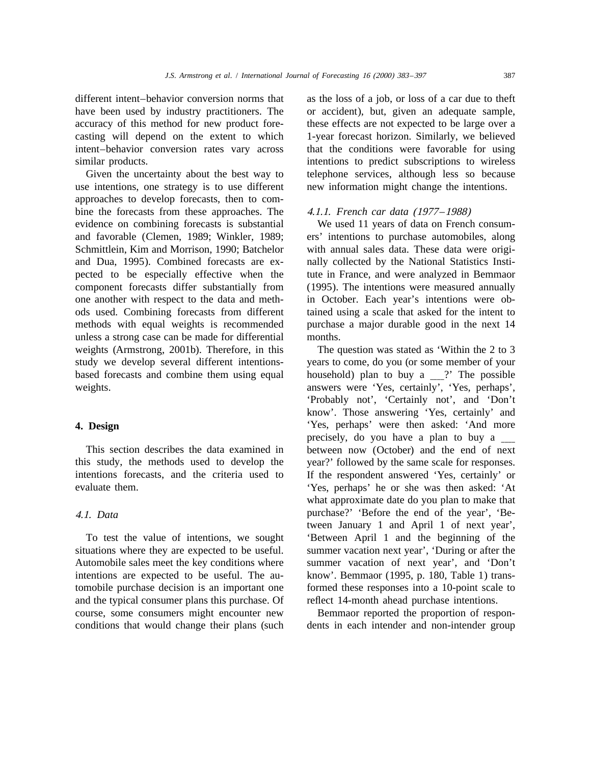different intent–behavior conversion norms that have been used by industry practitioners. The accuracy of this method for new product forecasting will depend on the extent to which intent–behavior conversion rates vary across similar products.

Given the uncertainty about the best way to use intentions, one strategy is to use different approaches to develop forecasts, then to combine the forecasts from these approaches. The evidence on combining forecasts is substantial and favorable (Clemen, 1989; Winkler, 1989; Schmittlein, Kim and Morrison, 1990; Batchelor and Dua, 1995). Combined forecasts are expected to be especially effective when the component forecasts differ substantially from one another with respect to the data and methods used. Combining forecasts from different methods with equal weights is recommended unless a strong case can be made for differential weights (Armstrong, 2001b). Therefore, in this study we develop several different intentions-based forecasts and combine them using equal weights.

## 4. Design

This section describes the data examined in this study, the methods used to develop the intentions forecasts, and the criteria used to evaluate them.

### *4.1. Data*

To test the value of intentions, we sought situations where they are expected to be useful. Automobile sales meet the key conditions where intentions are expected to be useful. The automobile purchase decision is an important one and the typical consumer plans this purchase. Of course, some consumers might encounter new conditions that would change their plans (such as the loss of a job, or loss of a car due to theft or accident), but, given an adequate sample, these effects are not expected to be large over a 1-year forecast horizon. Similarly, we believed that the conditions were favorable for using intentions to predict subscriptions to wireless telephone services, although less so because new information might change the intentions.

#### *4.1.1. French car data (1977–1988)*

We used 11 years of data on French consumers' intentions to purchase automobiles, along with annual sales data. These data were originally collected by the National Statistics Institute in France, and were analyzed in Bemmaor (1995). The intentions were measured annually in October. Each year's intentions were obtained using a scale that asked for the intent to purchase a major durable good in the next 14 months.

The question was stated as 'Within the 2 to 3 years to come, do you (or some member of your household) plan to buy a __?' The possible answers were 'Yes, certainly', 'Yes, perhaps', 'Probably not', 'Certainly not', and 'Don't know'. Those answering 'Yes, certainly' and 'Yes, perhaps' were then asked: 'And more precisely, do you have a plan to buy a __ between now (October) and the end of next year?' followed by the same scale for responses. If the respondent answered 'Yes, certainly' or 'Yes, perhaps' he or she was then asked: 'At what approximate date do you plan to make that purchase?' 'Before the end of the year', 'Between January 1 and April 1 of next year', 'Between April 1 and the beginning of the summer vacation next year', 'During or after the summer vacation of next year', and 'Don't know'. Bemmaor (1995, p. 180, Table 1) transformed these responses into a 10-point scale to reflect 14-month ahead purchase intentions.

Bemmaor reported the proportion of respondents in each intender and non-intender group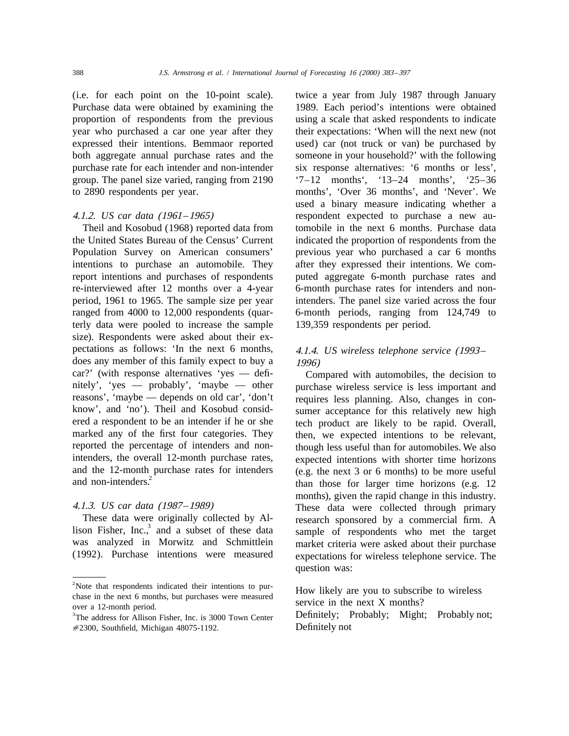(i.e. for each point on the 10-point scale). Purchase data were obtained by examining the proportion of respondents from the previous year who purchased a car one year after they expressed their intentions. Bemmaor reported both aggregate annual purchase rates and the purchase rate for each intender and non-intender group. The panel size varied, ranging from 2190 to 2890 respondents per year.

#### *4.1.2. US car data (1961–1965)*

Theil and Kosobud (1968) reported data from the United States Bureau of the Census' Current Population Survey on American consumers' intentions to purchase an automobile. They report intentions and purchases of respondents re-interviewed after 12 months over a 4-year period, 1961 to 1965. The sample size per year ranged from 4000 to 12,000 respondents (quarterly data were pooled to increase the sample size). Respondents were asked about their expectations as follows: 'In the next 6 months, does any member of this family expect to buy a car?' (with response alternatives 'yes — definitely', 'yes — probably', 'maybe — other reasons', 'maybe — depends on old car', 'don't know', and 'no'). Theil and Kosobud considered a respondent to be an intender if he or she marked any of the first four categories. They reported the percentage of intenders and non-intenders, the overall 12-month purchase rates, and the 12-month purchase rates for intenders and non-intenders.[2]

#### *4.1.3. US car data (1987–1989)*

These data were originally collected by Allison Fisher, Inc.,[3] and a subset of these data was analyzed in Morwitz and Schmittlein (1992). Purchase intentions were measured twice a year from July 1987 through January 1989. Each period's intentions were obtained using a scale that asked respondents to indicate their expectations: 'When will the next new (not used) car (not truck or van) be purchased by someone in your household?' with the following six response alternatives: '6 months or less', '7–12 months', '13–24 months', '25–36 months', 'Over 36 months', and 'Never'. We used a binary measure indicating whether a respondent expected to purchase a new automobile in the next 6 months. Purchase data indicated the proportion of respondents from the previous year who purchased a car 6 months after they expressed their intentions. We computed aggregate 6-month purchase rates and 6-month purchase rates for intenders and non-intenders. The panel size varied across the four 6-month periods, ranging from 124,749 to 139,359 respondents per period.

#### *4.1.4. US wireless telephone service (1993–1996)*

Compared with automobiles, the decision to purchase wireless service is less important and requires less planning. Also, changes in consumer acceptance for this relatively new high tech product are likely to be rapid. Overall, then, we expected intentions to be relevant, though less useful than for automobiles. We also expected intentions with shorter time horizons (e.g. the next 3 or 6 months) to be more useful than those for larger time horizons (e.g. 12 months), given the rapid change in this industry. These data were collected through primary research sponsored by a commercial firm. A sample of respondents who met the target market criteria were asked about their purchase expectations for wireless telephone service. The question was:

How likely are you to subscribe to wireless service in the next X months?
Definitely; Probably; Might; Probably not; Definitely not

---

[2] Note that respondents indicated their intentions to purchase in the next 6 months, but purchases were measured over a 12-month period.

[3] The address for Allison Fisher, Inc. is 3000 Town Center #2300, Southfield, Michigan 48075-1192.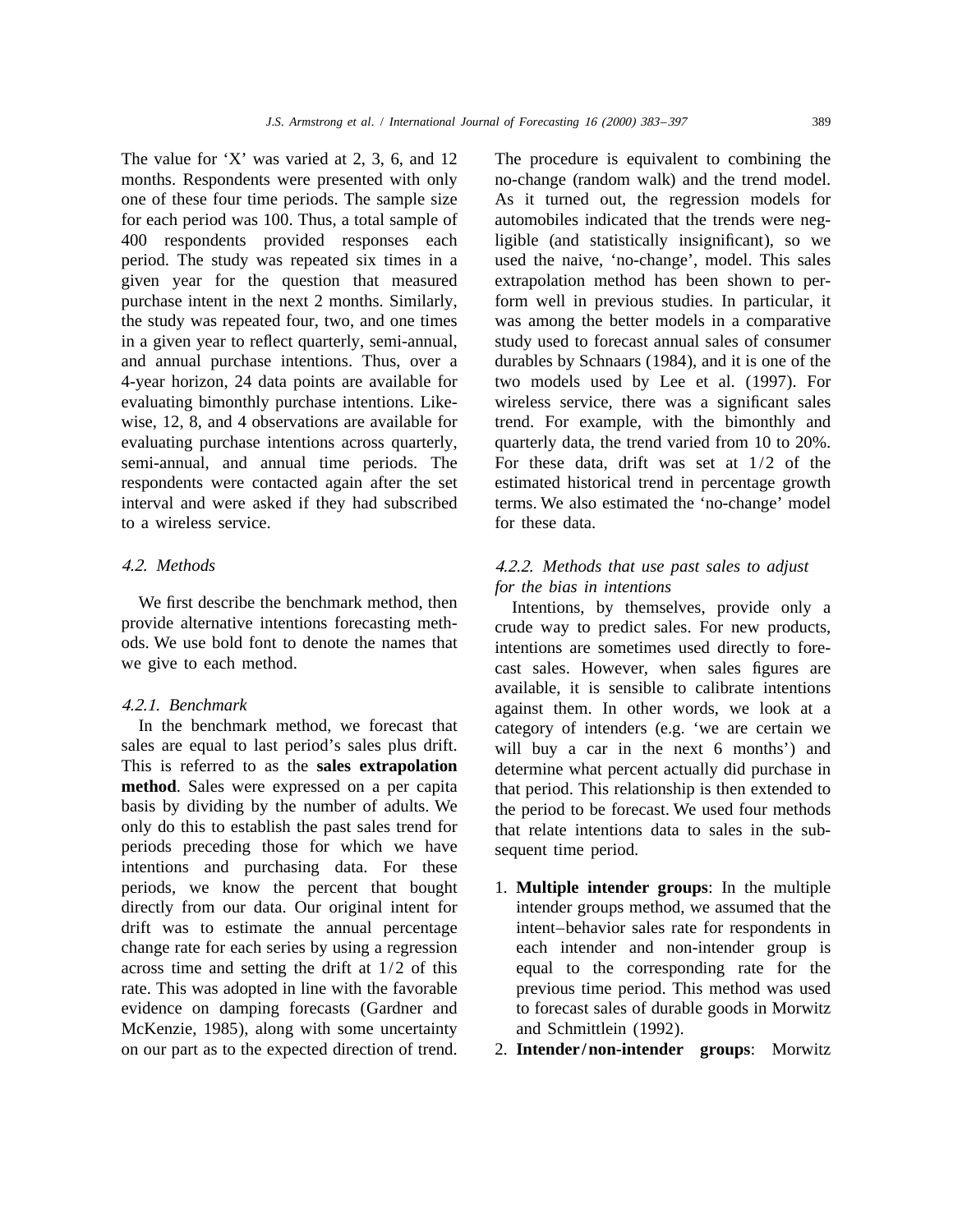The value for 'X' was varied at 2, 3, 6, and 12 months. Respondents were presented with only one of these four time periods. The sample size for each period was 100. Thus, a total sample of 400 respondents provided responses each period. The study was repeated six times in a given year for the question that measured purchase intent in the next 2 months. Similarly, the study was repeated four, two, and one times in a given year to reflect quarterly, semi-annual, and annual purchase intentions. Thus, over a 4-year horizon, 24 data points are available for evaluating bimonthly purchase intentions. Likewise, 12, 8, and 4 observations are available for evaluating purchase intentions across quarterly, semi-annual, and annual time periods. The respondents were contacted again after the set interval and were asked if they had subscribed to a wireless service.

### 4.2. Methods

We first describe the benchmark method, then provide alternative intentions forecasting methods. We use bold font to denote the names that we give to each method.

#### 4.2.1. Benchmark

In the benchmark method, we forecast that sales are equal to last period's sales plus drift. This is referred to as the **sales extrapolation method**. Sales were expressed on a per capita basis by dividing by the number of adults. We only do this to establish the past sales trend for periods preceding those for which we have intentions and purchasing data. For these periods, we know the percent that bought directly from our data. Our original intent for drift was to estimate the annual percentage change rate for each series by using a regression across time and setting the drift at 1/2 of this rate. This was adopted in line with the favorable evidence on damping forecasts (Gardner and McKenzie, 1985), along with some uncertainty on our part as to the expected direction of trend. The procedure is equivalent to combining the no-change (random walk) and the trend model. As it turned out, the regression models for automobiles indicated that the trends were negligible (and statistically insignificant), so we used the naive, 'no-change', model. This sales extrapolation method has been shown to perform well in previous studies. In particular, it was among the better models in a comparative study used to forecast annual sales of consumer durables by Schnaars (1984), and it is one of the two models used by Lee et al. (1997). For wireless service, there was a significant sales trend. For example, with the bimonthly and quarterly data, the trend varied from 10 to 20%. For these data, drift was set at 1/2 of the estimated historical trend in percentage growth terms. We also estimated the 'no-change' model for these data.

#### 4.2.2. Methods that use past sales to adjust for the bias in intentions

Intentions, by themselves, provide only a crude way to predict sales. For new products, intentions are sometimes used directly to forecast sales. However, when sales figures are available, it is sensible to calibrate intentions against them. In other words, we look at a category of intenders (e.g. 'we are certain we will buy a car in the next 6 months') and determine what percent actually did purchase in that period. This relationship is then extended to the period to be forecast. We used four methods that relate intentions data to sales in the subsequent time period.

1. **Multiple intender groups**: In the multiple intender groups method, we assumed that the intent–behavior sales rate for respondents in each intender and non-intender group is equal to the corresponding rate for the previous time period. This method was used to forecast sales of durable goods in Morwitz and Schmittlein (1992).
2. **Intender/non-intender groups**: Morwitz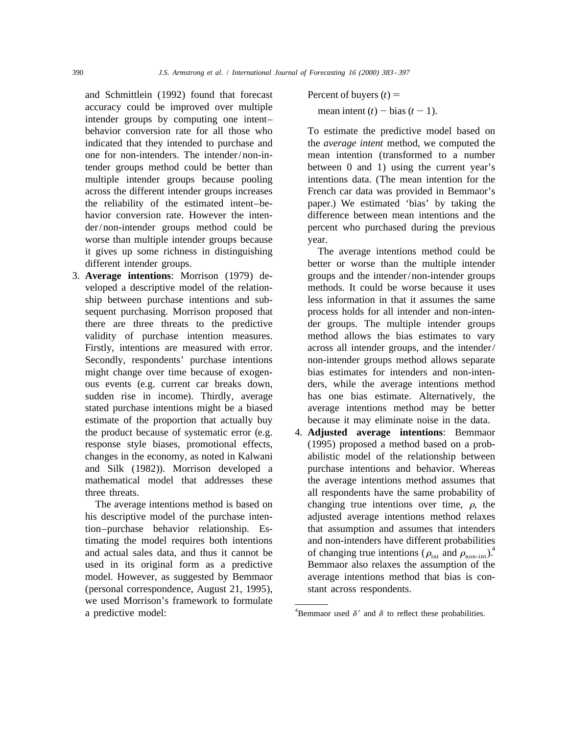and Schmittlein (1992) found that forecast accuracy could be improved over multiple intender groups by computing one intent–behavior conversion rate for all those who indicated that they intended to purchase and one for non-intenders. The intender/non-intender groups method could be better than multiple intender groups because pooling across the different intender groups increases the reliability of the estimated intent–behavior conversion rate. However the intender/non-intender groups method could be worse than multiple intender groups because it gives up some richness in distinguishing different intender groups.

3. **Average intentions**: Morrison (1979) developed a descriptive model of the relationship between purchase intentions and subsequent purchasing. Morrison proposed that there are three threats to the predictive validity of purchase intention measures. Firstly, intentions are measured with error. Secondly, respondents' purchase intentions might change over time because of exogenous events (e.g. current car breaks down, sudden rise in income). Thirdly, average stated purchase intentions might be a biased estimate of the proportion that actually buy the product because of systematic error (e.g. response style biases, promotional effects, changes in the economy, as noted in Kalwani and Silk (1982)). Morrison developed a mathematical model that addresses these three threats.

   The average intentions method is based on his descriptive model of the purchase intention–purchase behavior relationship. Estimating the model requires both intentions and actual sales data, and thus it cannot be used in its original form as a predictive model. However, as suggested by Bemmaor (personal correspondence, August 21, 1995), we used Morrison's framework to formulate a predictive model:

   $$\text{Percent of buyers } (t) = \text{mean intent } (t) - \text{bias } (t-1).$$

   To estimate the predictive model based on the *average intent* method, we computed the mean intention (transformed to a number between 0 and 1) using the current year's intentions data. (The mean intention for the French car data was provided in Bemmaor's paper.) We estimated 'bias' by taking the difference between mean intentions and the percent who purchased during the previous year.

   The average intentions method could be better or worse than the multiple intender groups and the intender/non-intender groups methods. It could be worse because it uses less information in that it assumes the same process holds for all intender and non-intender groups. The multiple intender groups method allows the bias estimates to vary across all intender groups, and the intender/non-intender groups method allows separate bias estimates for intenders and non-intenders, while the average intentions method has one bias estimate. Alternatively, the average intentions method may be better because it may eliminate noise in the data.

4. **Adjusted average intentions**: Bemmaor (1995) proposed a method based on a probabilistic model of the relationship between purchase intentions and behavior. Whereas the average intentions method assumes that all respondents have the same probability of changing true intentions over time, $\rho$, the adjusted average intentions method relaxes that assumption and assumes that intenders and non-intenders have different probabilities of changing true intentions ($\rho_{\text{int}}$ and $\rho_{\text{non-int}}$).[4] Bemmaor also relaxes the assumption of the average intentions method that bias is constant across respondents.

[4]Bemmaor used $\delta'$ and $\delta$ to reflect these probabilities.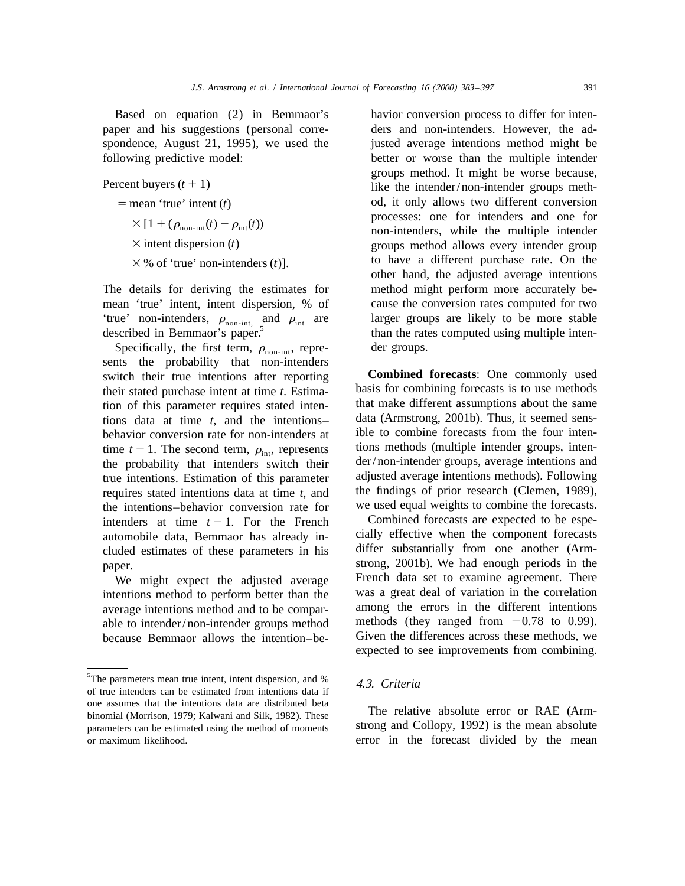Based on equation (2) in Bemmaor's paper and his suggestions (personal correspondence, August 21, 1995), we used the following predictive model:

$$
\begin{aligned}
&\text{Percent buyers } (t+1) \\
&\quad = \text{mean 'true' intent } (t) \\
&\quad\quad \times [1 + (\rho_{\text{non-int}}(t) - \rho_{\text{int}}(t)) \\
&\quad\quad \times \text{intent dispersion } (t) \\
&\quad\quad \times \text{\% of 'true' non-intenders } (t)].
\end{aligned}
$$

The details for deriving the estimates for mean 'true' intent, intent dispersion, % of 'true' non-intenders, $\rho_{\text{non-int}}$, and $\rho_{\text{int}}$ are described in Bemmaor's paper.[5]

Specifically, the first term, $\rho_{\text{non-int}}$, represents the probability that non-intenders switch their true intentions after reporting their stated purchase intent at time $t$. Estimation of this parameter requires stated intentions data at time $t$, and the intentions–behavior conversion rate for non-intenders at time $t-1$. The second term, $\rho_{\text{int}}$, represents the probability that intenders switch their true intentions. Estimation of this parameter requires stated intentions data at time $t$, and the intentions–behavior conversion rate for intenders at time $t-1$. For the French automobile data, Bemmaor has already included estimates of these parameters in his paper.

We might expect the adjusted average intentions method to perform better than the average intentions method and to be comparable to intender/non-intender groups method because Bemmaor allows the intention–behavior conversion process to differ for intenders and non-intenders. However, the adjusted average intentions method might be better or worse than the multiple intender groups method. It might be worse because, like the intender/non-intender groups method, it only allows two different conversion processes: one for intenders and one for non-intenders, while the multiple intender groups method allows every intender group to have a different purchase rate. On the other hand, the adjusted average intentions method might perform more accurately because the conversion rates computed for two larger groups are likely to be more stable than the rates computed using multiple intender groups.

**Combined forecasts**: One commonly used basis for combining forecasts is to use methods that make different assumptions about the same data (Armstrong, 2001b). Thus, it seemed sensible to combine forecasts from the four intentions methods (multiple intender groups, intender/non-intender groups, average intentions and adjusted average intentions methods). Following the findings of prior research (Clemen, 1989), we used equal weights to combine the forecasts.

Combined forecasts are expected to be especially effective when the component forecasts differ substantially from one another (Armstrong, 2001b). We had enough periods in the French data set to examine agreement. There was a great deal of variation in the correlation among the errors in the different intentions methods (they ranged from −0.78 to 0.99). Given the differences across these methods, we expected to see improvements from combining.

### *4.3. Criteria*

The relative absolute error or RAE (Armstrong and Collopy, 1992) is the mean absolute error in the forecast divided by the mean

[5] The parameters mean true intent, intent dispersion, and % of true intenders can be estimated from intentions data if one assumes that the intentions data are distributed beta binomial (Morrison, 1979; Kalwani and Silk, 1982). These parameters can be estimated using the method of moments or maximum likelihood.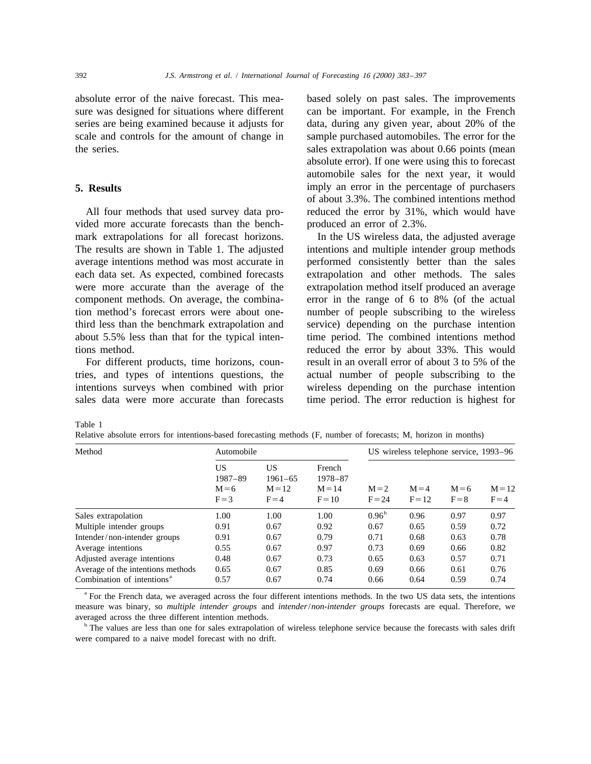absolute error of the naive forecast. This measure was designed for situations where different series are being examined because it adjusts for scale and controls for the amount of change in the series.

## 5. Results

All four methods that used survey data provided more accurate forecasts than the benchmark extrapolations for all forecast horizons. The results are shown in Table 1. The adjusted average intentions method was most accurate in each data set. As expected, combined forecasts were more accurate than the average of the component methods. On average, the combination method's forecast errors were about one-third less than the benchmark extrapolation and about 5.5% less than that for the typical intentions method.

For different products, time horizons, countries, and types of intentions questions, the intentions surveys when combined with prior sales data were more accurate than forecasts based solely on past sales. The improvements can be important. For example, in the French data, during any given year, about 20% of the sample purchased automobiles. The error for the sales extrapolation was about 0.66 points (mean absolute error). If one were using this to forecast automobile sales for the next year, it would imply an error in the percentage of purchasers of about 3.3%. The combined intentions method reduced the error by 31%, which would have produced an error of 2.3%.

In the US wireless data, the adjusted average intentions and multiple intender group methods performed consistently better than the sales extrapolation and other methods. The sales extrapolation method itself produced an average error in the range of 6 to 8% (of the actual number of people subscribing to the wireless service) depending on the purchase intention time period. The combined intentions method reduced the error by about 33%. This would result in an overall error of about 3 to 5% of the actual number of people subscribing to the wireless depending on the purchase intention time period. The error reduction is highest for

Table 1
Relative absolute errors for intentions-based forecasting methods (F, number of forecasts; M, horizon in months)

| Method | Automobile | | | US wireless telephone service, 1993–96 | | | |
|---|---|---|---|---|---|---|---|
| | US 1987–89 M = 6 F = 3 | US 1961–65 M = 12 F = 4 | French 1978–87 M = 14 F = 10 | M = 2 F = 24 | M = 4 F = 12 | M = 6 F = 8 | M = 12 F = 4 |
| Sales extrapolation | 1.00 | 1.00 | 1.00 | 0.96[b] | 0.96 | 0.97 | 0.97 |
| Multiple intender groups | 0.91 | 0.67 | 0.92 | 0.67 | 0.65 | 0.59 | 0.72 |
| Intender/non-intender groups | 0.91 | 0.67 | 0.79 | 0.71 | 0.68 | 0.63 | 0.78 |
| Average intentions | 0.55 | 0.67 | 0.97 | 0.73 | 0.69 | 0.66 | 0.82 |
| Adjusted average intentions | 0.48 | 0.67 | 0.73 | 0.65 | 0.63 | 0.57 | 0.71 |
| Average of the intentions methods | 0.65 | 0.67 | 0.85 | 0.69 | 0.66 | 0.61 | 0.76 |
| Combination of intentions[a] | 0.57 | 0.67 | 0.74 | 0.66 | 0.64 | 0.59 | 0.74 |

[a] For the French data, we averaged across the four different intentions methods. In the two US data sets, the intentions measure was binary, so *multiple intender groups* and *intender/non-intender groups* forecasts are equal. Therefore, we averaged across the three different intention methods.

[b] The values are less than one for sales extrapolation of wireless telephone service because the forecasts with sales drift were compared to a naive model forecast with no drift.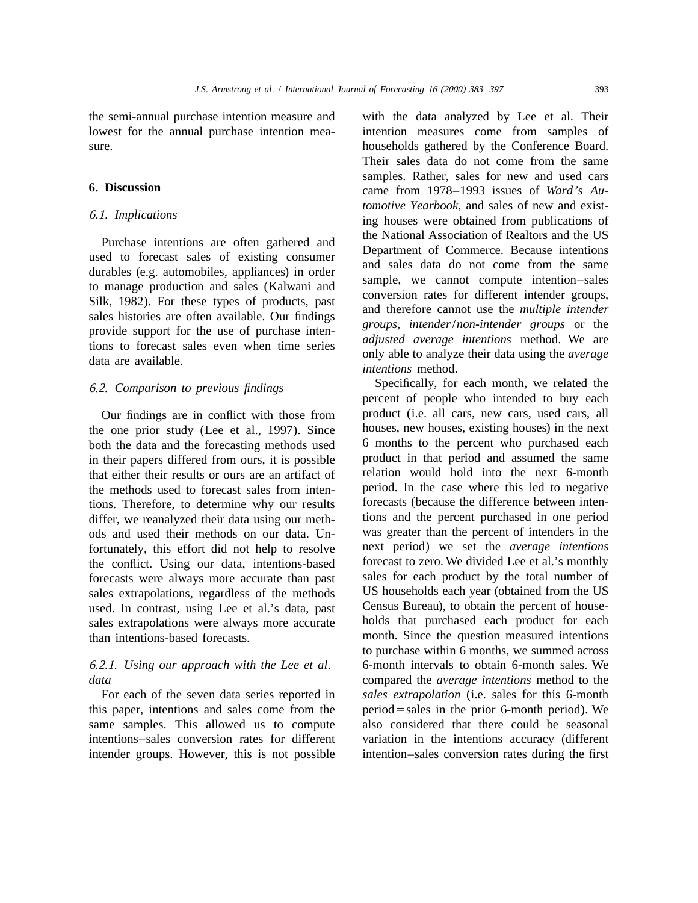the semi-annual purchase intention measure and lowest for the annual purchase intention measure.

## 6. Discussion

### *6.1. Implications*

Purchase intentions are often gathered and used to forecast sales of existing consumer durables (e.g. automobiles, appliances) in order to manage production and sales (Kalwani and Silk, 1982). For these types of products, past sales histories are often available. Our findings provide support for the use of purchase intentions to forecast sales even when time series data are available.

### *6.2. Comparison to previous findings*

Our findings are in conflict with those from the one prior study (Lee et al., 1997). Since both the data and the forecasting methods used in their papers differed from ours, it is possible that either their results or ours are an artifact of the methods used to forecast sales from intentions. Therefore, to determine why our results differ, we reanalyzed their data using our methods and used their methods on our data. Unfortunately, this effort did not help to resolve the conflict. Using our data, intentions-based forecasts were always more accurate than past sales extrapolations, regardless of the methods used. In contrast, using Lee et al.'s data, past sales extrapolations were always more accurate than intentions-based forecasts.

#### *6.2.1. Using our approach with the Lee et al. data*

For each of the seven data series reported in this paper, intentions and sales come from the same samples. This allowed us to compute intentions–sales conversion rates for different intender groups. However, this is not possible with the data analyzed by Lee et al. Their intention measures come from samples of households gathered by the Conference Board. Their sales data do not come from the same samples. Rather, sales for new and used cars came from 1978–1993 issues of *Ward's Automotive Yearbook*, and sales of new and existing houses were obtained from publications of the National Association of Realtors and the US Department of Commerce. Because intentions and sales data do not come from the same sample, we cannot compute intention–sales conversion rates for different intender groups, and therefore cannot use the *multiple intender groups*, *intender/non-intender groups* or the *adjusted average intentions* method. We are only able to analyze their data using the *average intentions* method.

Specifically, for each month, we related the percent of people who intended to buy each product (i.e. all cars, new cars, used cars, all houses, new houses, existing houses) in the next 6 months to the percent who purchased each product in that period and assumed the same relation would hold into the next 6-month period. In the case where this led to negative forecasts (because the difference between intentions and the percent purchased in one period was greater than the percent of intenders in the next period) we set the *average intentions* forecast to zero. We divided Lee et al.'s monthly sales for each product by the total number of US households each year (obtained from the US Census Bureau), to obtain the percent of households that purchased each product for each month. Since the question measured intentions to purchase within 6 months, we summed across 6-month intervals to obtain 6-month sales. We compared the *average intentions* method to the *sales extrapolation* (i.e. sales for this 6-month period = sales in the prior 6-month period). We also considered that there could be seasonal variation in the intentions accuracy (different intention–sales conversion rates during the first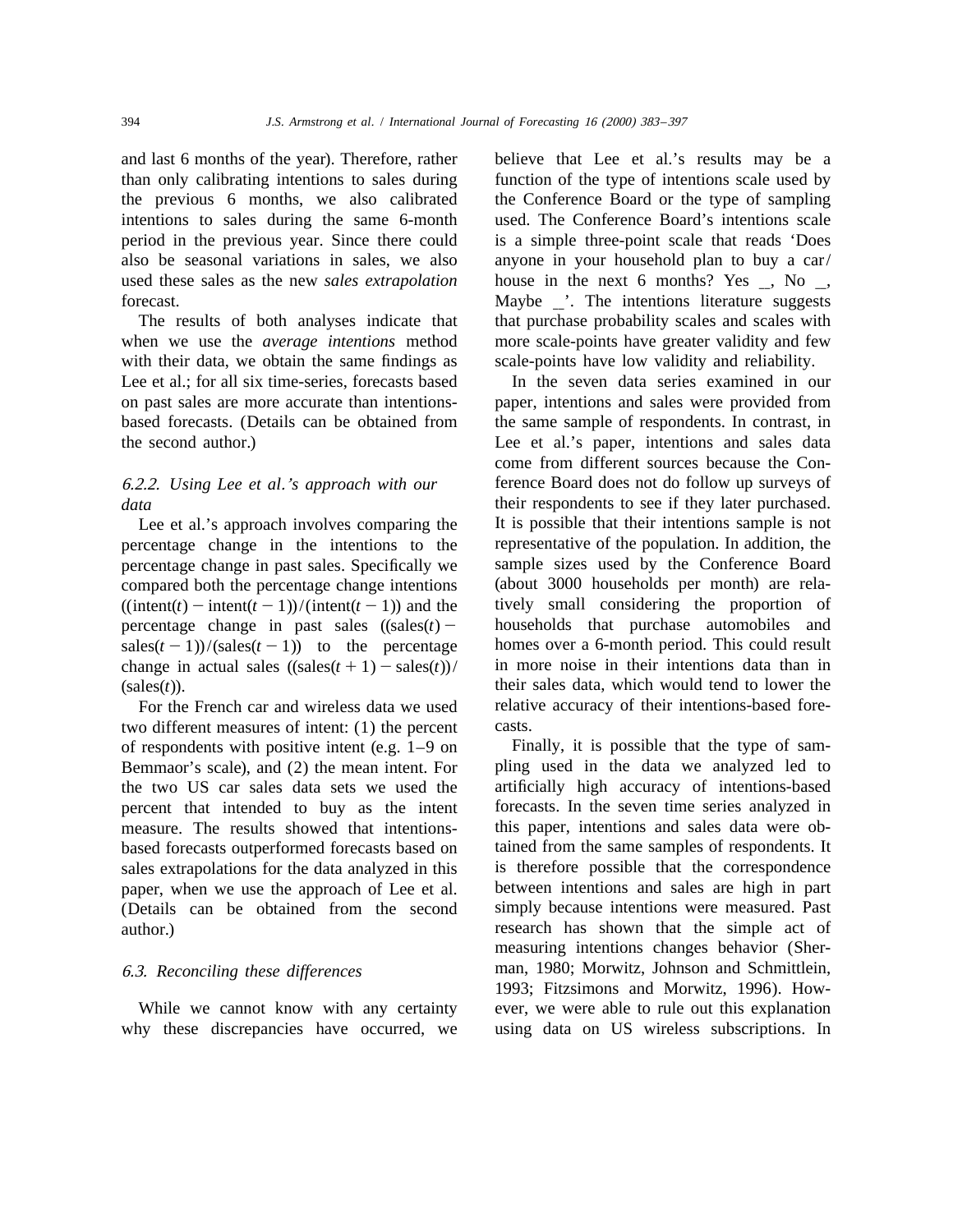and last 6 months of the year). Therefore, rather than only calibrating intentions to sales during the previous 6 months, we also calibrated intentions to sales during the same 6-month period in the previous year. Since there could also be seasonal variations in sales, we also used these sales as the new *sales extrapolation* forecast.

The results of both analyses indicate that when we use the *average intentions* method with their data, we obtain the same findings as Lee et al.; for all six time-series, forecasts based on past sales are more accurate than intentions-based forecasts. (Details can be obtained from the second author.)

### *6.2.2. Using Lee et al.'s approach with our data*

Lee et al.'s approach involves comparing the percentage change in the intentions to the percentage change in past sales. Specifically we compared both the percentage change intentions $((\text{intent}(t) - \text{intent}(t-1))/(\text{intent}(t-1))$ and the percentage change in past sales $((\text{sales}(t) - \text{sales}(t-1))/(\text{sales}(t-1))$ to the percentage change in actual sales $((\text{sales}(t+1) - \text{sales}(t))/(\text{sales}(t))$.

For the French car and wireless data we used two different measures of intent: (1) the percent of respondents with positive intent (e.g. 1–9 on Bemmaor's scale), and (2) the mean intent. For the two US car sales data sets we used the percent that intended to buy as the intent measure. The results showed that intentions-based forecasts outperformed forecasts based on sales extrapolations for the data analyzed in this paper, when we use the approach of Lee et al. (Details can be obtained from the second author.)

### *6.3. Reconciling these differences*

While we cannot know with any certainty why these discrepancies have occurred, we believe that Lee et al.'s results may be a function of the type of intentions scale used by the Conference Board or the type of sampling used. The Conference Board's intentions scale is a simple three-point scale that reads 'Does anyone in your household plan to buy a car/house in the next 6 months? Yes _, No _, Maybe _'. The intentions literature suggests that purchase probability scales and scales with more scale-points have greater validity and few scale-points have low validity and reliability.

In the seven data series examined in our paper, intentions and sales were provided from the same sample of respondents. In contrast, in Lee et al.'s paper, intentions and sales data come from different sources because the Conference Board does not do follow up surveys of their respondents to see if they later purchased. It is possible that their intentions sample is not representative of the population. In addition, the sample sizes used by the Conference Board (about 3000 households per month) are relatively small considering the proportion of households that purchase automobiles and homes over a 6-month period. This could result in more noise in their intentions data than in their sales data, which would tend to lower the relative accuracy of their intentions-based forecasts.

Finally, it is possible that the type of sampling used in the data we analyzed led to artificially high accuracy of intentions-based forecasts. In the seven time series analyzed in this paper, intentions and sales data were obtained from the same samples of respondents. It is therefore possible that the correspondence between intentions and sales are high in part simply because intentions were measured. Past research has shown that the simple act of measuring intentions changes behavior (Sherman, 1980; Morwitz, Johnson and Schmittlein, 1993; Fitzsimons and Morwitz, 1996). However, we were able to rule out this explanation using data on US wireless subscriptions. In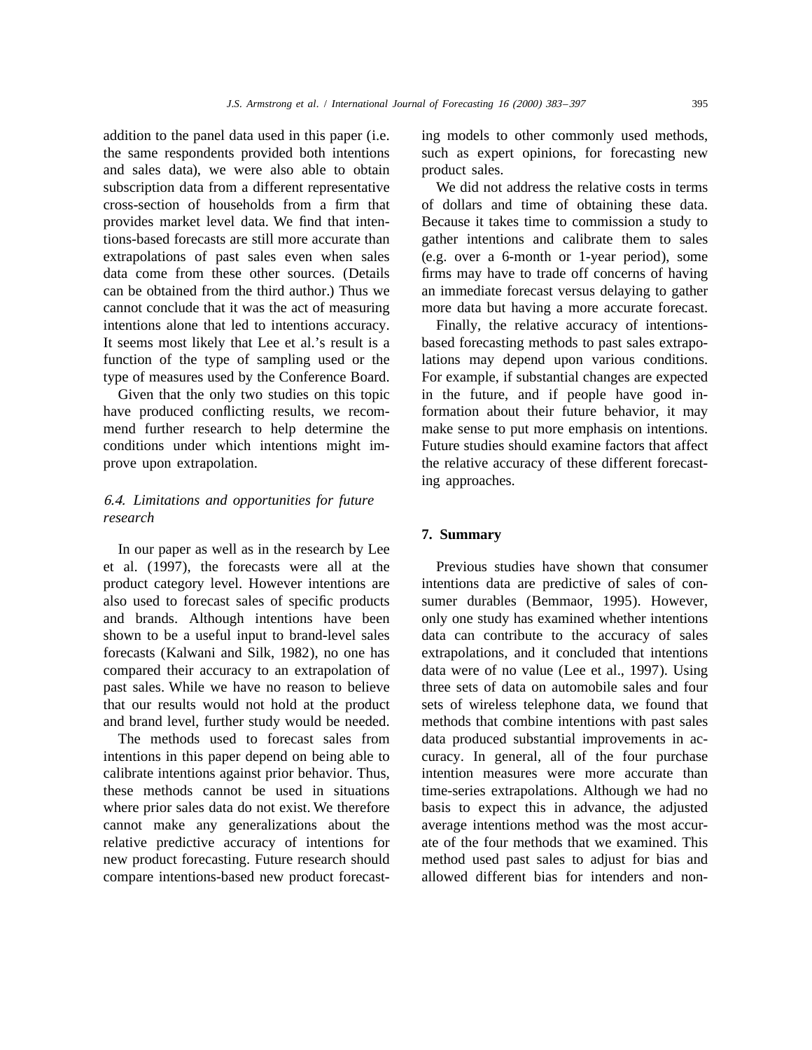addition to the panel data used in this paper (i.e. the same respondents provided both intentions and sales data), we were also able to obtain subscription data from a different representative cross-section of households from a firm that provides market level data. We find that intentions-based forecasts are still more accurate than extrapolations of past sales even when sales data come from these other sources. (Details can be obtained from the third author.) Thus we cannot conclude that it was the act of measuring intentions alone that led to intentions accuracy. It seems most likely that Lee et al.'s result is a function of the type of sampling used or the type of measures used by the Conference Board.

Given that the only two studies on this topic have produced conflicting results, we recommend further research to help determine the conditions under which intentions might improve upon extrapolation.

### *6.4. Limitations and opportunities for future research*

In our paper as well as in the research by Lee et al. (1997), the forecasts were all at the product category level. However intentions are also used to forecast sales of specific products and brands. Although intentions have been shown to be a useful input to brand-level sales forecasts (Kalwani and Silk, 1982), no one has compared their accuracy to an extrapolation of past sales. While we have no reason to believe that our results would not hold at the product and brand level, further study would be needed.

The methods used to forecast sales from intentions in this paper depend on being able to calibrate intentions against prior behavior. Thus, these methods cannot be used in situations where prior sales data do not exist. We therefore cannot make any generalizations about the relative predictive accuracy of intentions for new product forecasting. Future research should compare intentions-based new product forecasting models to other commonly used methods, such as expert opinions, for forecasting new product sales.

We did not address the relative costs in terms of dollars and time of obtaining these data. Because it takes time to commission a study to gather intentions and calibrate them to sales (e.g. over a 6-month or 1-year period), some firms may have to trade off concerns of having an immediate forecast versus delaying to gather more data but having a more accurate forecast.

Finally, the relative accuracy of intentions-based forecasting methods to past sales extrapolations may depend upon various conditions. For example, if substantial changes are expected in the future, and if people have good information about their future behavior, it may make sense to put more emphasis on intentions. Future studies should examine factors that affect the relative accuracy of these different forecasting approaches.

## 7. Summary

Previous studies have shown that consumer intentions data are predictive of sales of consumer durables (Bemmaor, 1995). However, only one study has examined whether intentions data can contribute to the accuracy of sales extrapolations, and it concluded that intentions data were of no value (Lee et al., 1997). Using three sets of data on automobile sales and four sets of wireless telephone data, we found that methods that combine intentions with past sales data produced substantial improvements in accuracy. In general, all of the four purchase intention measures were more accurate than time-series extrapolations. Although we had no basis to expect this in advance, the adjusted average intentions method was the most accurate of the four methods that we examined. This method used past sales to adjust for bias and allowed different bias for intenders and non-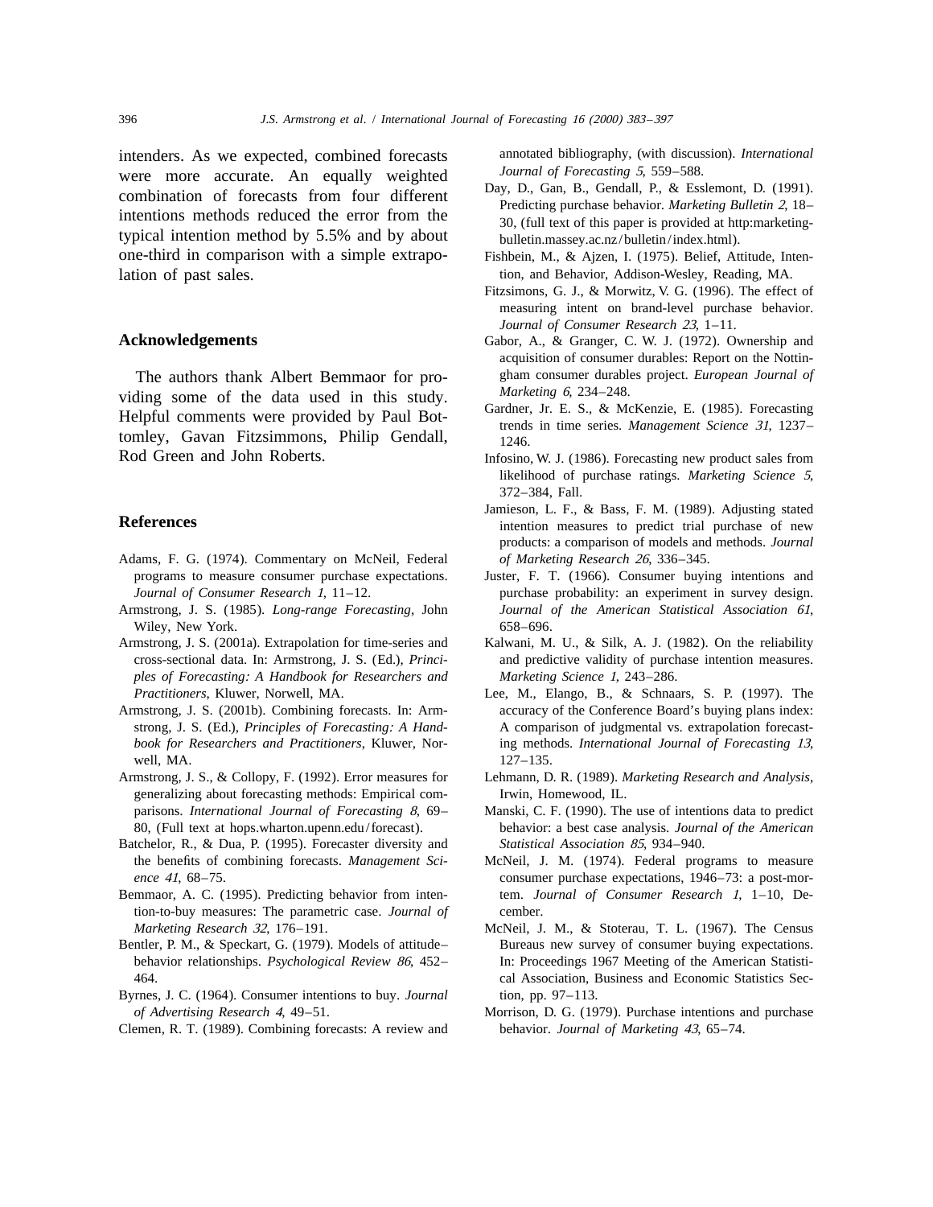intenders. As we expected, combined forecasts were more accurate. An equally weighted combination of forecasts from four different intentions methods reduced the error from the typical intention method by 5.5% and by about one-third in comparison with a simple extrapolation of past sales.

## Acknowledgements

The authors thank Albert Bemmaor for providing some of the data used in this study. Helpful comments were provided by Paul Bottomley, Gavan Fitzsimmons, Philip Gendall, Rod Green and John Roberts.

## References

Adams, F. G. (1974). Commentary on McNeil, Federal programs to measure consumer purchase expectations. *Journal of Consumer Research 1*, 11–12.

Armstrong, J. S. (1985). *Long-range Forecasting*, John Wiley, New York.

Armstrong, J. S. (2001a). Extrapolation for time-series and cross-sectional data. In: Armstrong, J. S. (Ed.), *Principles of Forecasting: A Handbook for Researchers and Practitioners*, Kluwer, Norwell, MA.

Armstrong, J. S. (2001b). Combining forecasts. In: Armstrong, J. S. (Ed.), *Principles of Forecasting: A Handbook for Researchers and Practitioners*, Kluwer, Norwell, MA.

Armstrong, J. S., & Collopy, F. (1992). Error measures for generalizing about forecasting methods: Empirical comparisons. *International Journal of Forecasting 8*, 69–80, (Full text at hops.wharton.upenn.edu/forecast).

Batchelor, R., & Dua, P. (1995). Forecaster diversity and the benefits of combining forecasts. *Management Science 41*, 68–75.

Bemmaor, A. C. (1995). Predicting behavior from intention-to-buy measures: The parametric case. *Journal of Marketing Research 32*, 176–191.

Bentler, P. M., & Speckart, G. (1979). Models of attitude–behavior relationships. *Psychological Review 86*, 452–464.

Byrnes, J. C. (1964). Consumer intentions to buy. *Journal of Advertising Research 4*, 49–51.

Clemen, R. T. (1989). Combining forecasts: A review and annotated bibliography, (with discussion). *International Journal of Forecasting 5*, 559–588.

Day, D., Gan, B., Gendall, P., & Esslemont, D. (1991). Predicting purchase behavior. *Marketing Bulletin 2*, 18–30, (full text of this paper is provided at http:marketing-bulletin.massey.ac.nz/bulletin/index.html).

Fishbein, M., & Ajzen, I. (1975). Belief, Attitude, Intention, and Behavior, Addison-Wesley, Reading, MA.

Fitzsimons, G. J., & Morwitz, V. G. (1996). The effect of measuring intent on brand-level purchase behavior. *Journal of Consumer Research 23*, 1–11.

Gabor, A., & Granger, C. W. J. (1972). Ownership and acquisition of consumer durables: Report on the Nottingham consumer durables project. *European Journal of Marketing 6*, 234–248.

Gardner, Jr. E. S., & McKenzie, E. (1985). Forecasting trends in time series. *Management Science 31*, 1237–1246.

Infosino, W. J. (1986). Forecasting new product sales from likelihood of purchase ratings. *Marketing Science 5*, 372–384, Fall.

Jamieson, L. F., & Bass, F. M. (1989). Adjusting stated intention measures to predict trial purchase of new products: a comparison of models and methods. *Journal of Marketing Research 26*, 336–345.

Juster, F. T. (1966). Consumer buying intentions and purchase probability: an experiment in survey design. *Journal of the American Statistical Association 61*, 658–696.

Kalwani, M. U., & Silk, A. J. (1982). On the reliability and predictive validity of purchase intention measures. *Marketing Science 1*, 243–286.

Lee, M., Elango, B., & Schnaars, S. P. (1997). The accuracy of the Conference Board's buying plans index: A comparison of judgmental vs. extrapolation forecasting methods. *International Journal of Forecasting 13*, 127–135.

Lehmann, D. R. (1989). *Marketing Research and Analysis*, Irwin, Homewood, IL.

Manski, C. F. (1990). The use of intentions data to predict behavior: a best case analysis. *Journal of the American Statistical Association 85*, 934–940.

McNeil, J. M. (1974). Federal programs to measure consumer purchase expectations, 1946–73: a post-mortem. *Journal of Consumer Research 1*, 1–10, December.

McNeil, J. M., & Stoterau, T. L. (1967). The Census Bureaus new survey of consumer buying expectations. In: Proceedings 1967 Meeting of the American Statistical Association, Business and Economic Statistics Section, pp. 97–113.

Morrison, D. G. (1979). Purchase intentions and purchase behavior. *Journal of Marketing 43*, 65–74.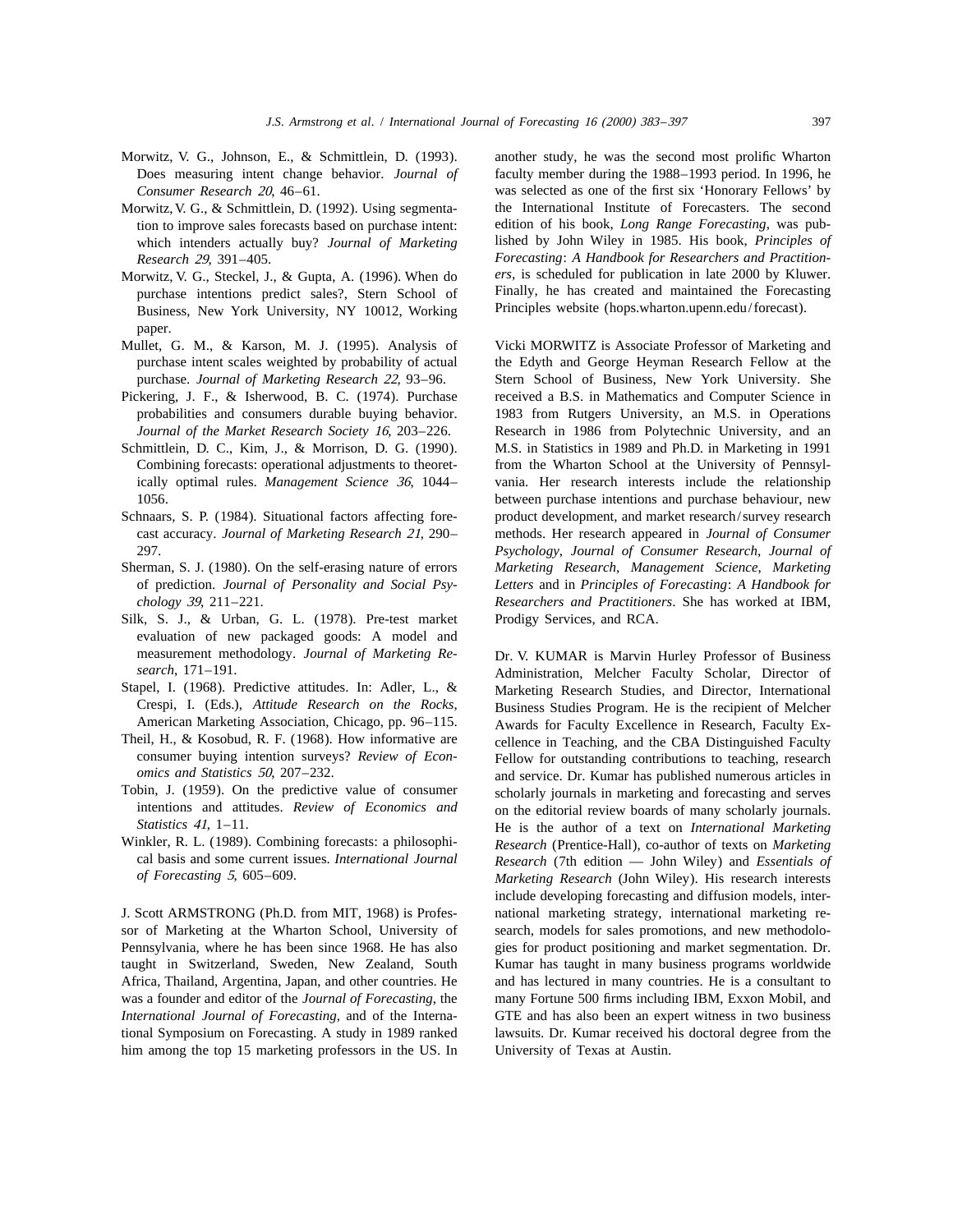Morwitz, V. G., Johnson, E., & Schmittlein, D. (1993). Does measuring intent change behavior. *Journal of Consumer Research 20*, 46–61.

Morwitz, V. G., & Schmittlein, D. (1992). Using segmentation to improve sales forecasts based on purchase intent: which intenders actually buy? *Journal of Marketing Research 29*, 391–405.

Morwitz, V. G., Steckel, J., & Gupta, A. (1996). When do purchase intentions predict sales?, Stern School of Business, New York University, NY 10012, Working paper.

Mullet, G. M., & Karson, M. J. (1995). Analysis of purchase intent scales weighted by probability of actual purchase. *Journal of Marketing Research 22*, 93–96.

Pickering, J. F., & Isherwood, B. C. (1974). Purchase probabilities and consumers durable buying behavior. *Journal of the Market Research Society 16*, 203–226.

Schmittlein, D. C., Kim, J., & Morrison, D. G. (1990). Combining forecasts: operational adjustments to theoretically optimal rules. *Management Science 36*, 1044–1056.

Schnaars, S. P. (1984). Situational factors affecting forecast accuracy. *Journal of Marketing Research 21*, 290–297.

Sherman, S. J. (1980). On the self-erasing nature of errors of prediction. *Journal of Personality and Social Psychology 39*, 211–221.

Silk, S. J., & Urban, G. L. (1978). Pre-test market evaluation of new packaged goods: A model and measurement methodology. *Journal of Marketing Research*, 171–191.

Stapel, I. (1968). Predictive attitudes. In: Adler, L., & Crespi, I. (Eds.), *Attitude Research on the Rocks*, American Marketing Association, Chicago, pp. 96–115.

Theil, H., & Kosobud, R. F. (1968). How informative are consumer buying intention surveys? *Review of Economics and Statistics 50*, 207–232.

Tobin, J. (1959). On the predictive value of consumer intentions and attitudes. *Review of Economics and Statistics 41*, 1–11.

Winkler, R. L. (1989). Combining forecasts: a philosophical basis and some current issues. *International Journal of Forecasting 5*, 605–609.

J. Scott ARMSTRONG (Ph.D. from MIT, 1968) is Professor of Marketing at the Wharton School, University of Pennsylvania, where he has been since 1968. He has also taught in Switzerland, Sweden, New Zealand, South Africa, Thailand, Argentina, Japan, and other countries. He was a founder and editor of the *Journal of Forecasting*, the *International Journal of Forecasting*, and of the International Symposium on Forecasting. A study in 1989 ranked him among the top 15 marketing professors in the US. In another study, he was the second most prolific Wharton faculty member during the 1988–1993 period. In 1996, he was selected as one of the first six 'Honorary Fellows' by the International Institute of Forecasters. The second edition of his book, *Long Range Forecasting*, was published by John Wiley in 1985. His book, *Principles of Forecasting*: *A Handbook for Researchers and Practitioners*, is scheduled for publication in late 2000 by Kluwer. Finally, he has created and maintained the Forecasting Principles website (hops.wharton.upenn.edu/forecast).

Vicki MORWITZ is Associate Professor of Marketing and the Edyth and George Heyman Research Fellow at the Stern School of Business, New York University. She received a B.S. in Mathematics and Computer Science in 1983 from Rutgers University, an M.S. in Operations Research in 1986 from Polytechnic University, and an M.S. in Statistics in 1989 and Ph.D. in Marketing in 1991 from the Wharton School at the University of Pennsylvania. Her research interests include the relationship between purchase intentions and purchase behaviour, new product development, and market research/survey research methods. Her research appeared in *Journal of Consumer Psychology*, *Journal of Consumer Research*, *Journal of Marketing Research*, *Management Science*, *Marketing Letters* and in *Principles of Forecasting*: *A Handbook for Researchers and Practitioners*. She has worked at IBM, Prodigy Services, and RCA.

Dr. V. KUMAR is Marvin Hurley Professor of Business Administration, Melcher Faculty Scholar, Director of Marketing Research Studies, and Director, International Business Studies Program. He is the recipient of Melcher Awards for Faculty Excellence in Research, Faculty Excellence in Teaching, and the CBA Distinguished Faculty Fellow for outstanding contributions to teaching, research and service. Dr. Kumar has published numerous articles in scholarly journals in marketing and forecasting and serves on the editorial review boards of many scholarly journals. He is the author of a text on *International Marketing Research* (Prentice-Hall), co-author of texts on *Marketing Research* (7th edition — John Wiley) and *Essentials of Marketing Research* (John Wiley). His research interests include developing forecasting and diffusion models, international marketing strategy, international marketing research, models for sales promotions, and new methodologies for product positioning and market segmentation. Dr. Kumar has taught in many business programs worldwide and has lectured in many countries. He is a consultant to many Fortune 500 firms including IBM, Exxon Mobil, and GTE and has also been an expert witness in two business lawsuits. Dr. Kumar received his doctoral degree from the University of Texas at Austin.